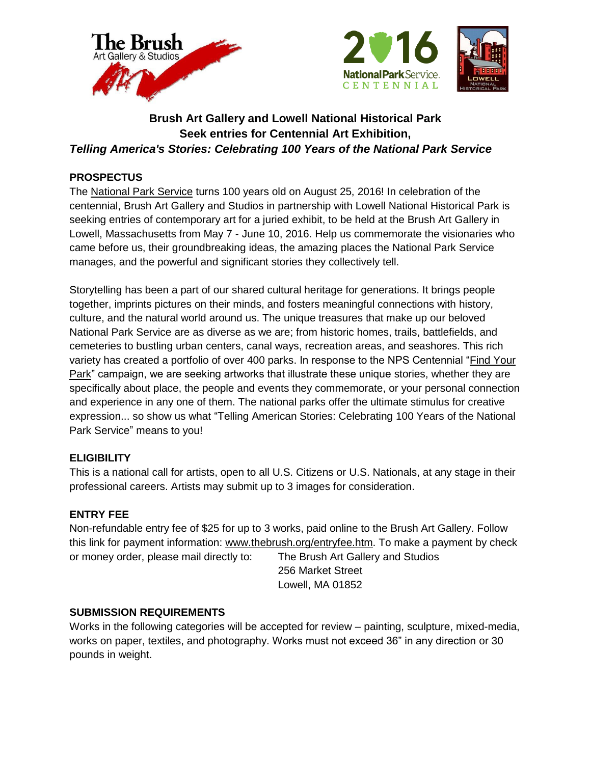**Brush Art Gallery and Lowell National Historical Park Seek entries for Centennial Art Exhibition,**
***Telling America's Stories: Celebrating 100 Years of the National Park Service***

## PROSPECTUS

The National Park Service turns 100 years old on August 25, 2016! In celebration of the centennial, Brush Art Gallery and Studios in partnership with Lowell National Historical Park is seeking entries of contemporary art for a juried exhibit, to be held at the Brush Art Gallery in Lowell, Massachusetts from May 7 - June 10, 2016. Help us commemorate the visionaries who came before us, their groundbreaking ideas, the amazing places the National Park Service manages, and the powerful and significant stories they collectively tell.

Storytelling has been a part of our shared cultural heritage for generations. It brings people together, imprints pictures on their minds, and fosters meaningful connections with history, culture, and the natural world around us. The unique treasures that make up our beloved National Park Service are as diverse as we are; from historic homes, trails, battlefields, and cemeteries to bustling urban centers, canal ways, recreation areas, and seashores. This rich variety has created a portfolio of over 400 parks. In response to the NPS Centennial "Find Your Park" campaign, we are seeking artworks that illustrate these unique stories, whether they are specifically about place, the people and events they commemorate, or your personal connection and experience in any one of them. The national parks offer the ultimate stimulus for creative expression... so show us what "Telling American Stories: Celebrating 100 Years of the National Park Service" means to you!

## ELIGIBILITY

This is a national call for artists, open to all U.S. Citizens or U.S. Nationals, at any stage in their professional careers. Artists may submit up to 3 images for consideration.

## ENTRY FEE

Non-refundable entry fee of $25 for up to 3 works, paid online to the Brush Art Gallery. Follow this link for payment information: www.thebrush.org/entryfee.htm. To make a payment by check or money order, please mail directly to:

The Brush Art Gallery and Studios
256 Market Street
Lowell, MA 01852

## SUBMISSION REQUIREMENTS

Works in the following categories will be accepted for review – painting, sculpture, mixed-media, works on paper, textiles, and photography. Works must not exceed 36" in any direction or 30 pounds in weight.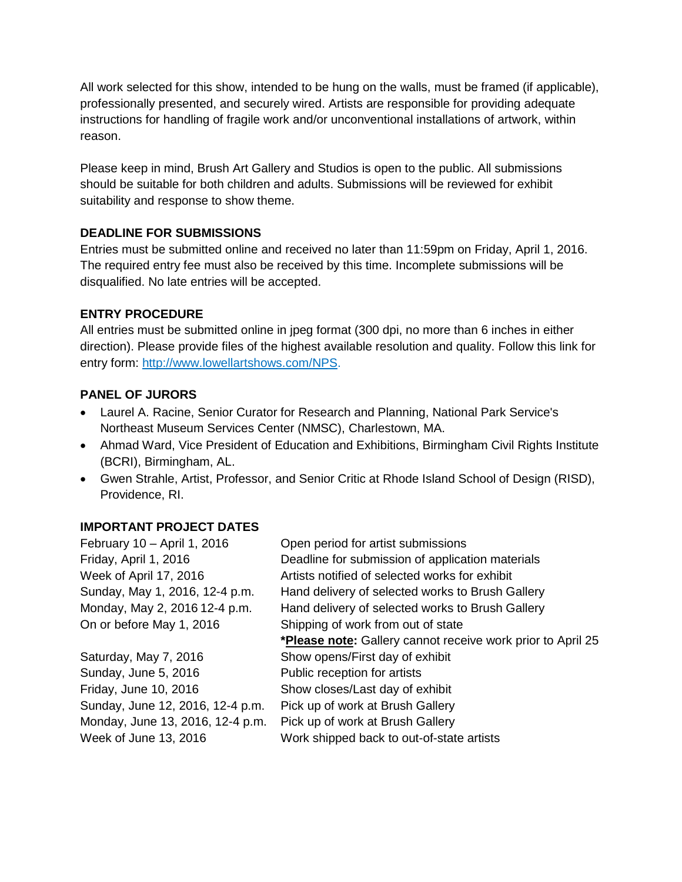All work selected for this show, intended to be hung on the walls, must be framed (if applicable), professionally presented, and securely wired. Artists are responsible for providing adequate instructions for handling of fragile work and/or unconventional installations of artwork, within reason.

Please keep in mind, Brush Art Gallery and Studios is open to the public. All submissions should be suitable for both children and adults. Submissions will be reviewed for exhibit suitability and response to show theme.

**DEADLINE FOR SUBMISSIONS**

Entries must be submitted online and received no later than 11:59pm on Friday, April 1, 2016. The required entry fee must also be received by this time. Incomplete submissions will be disqualified. No late entries will be accepted.

**ENTRY PROCEDURE**

All entries must be submitted online in jpeg format (300 dpi, no more than 6 inches in either direction). Please provide files of the highest available resolution and quality. Follow this link for entry form: [http://www.lowellartshows.com/NPS](http://www.lowellartshows.com/NPS).

**PANEL OF JURORS**

- Laurel A. Racine, Senior Curator for Research and Planning, National Park Service's Northeast Museum Services Center (NMSC), Charlestown, MA.
- Ahmad Ward, Vice President of Education and Exhibitions, Birmingham Civil Rights Institute (BCRI), Birmingham, AL.
- Gwen Strahle, Artist, Professor, and Senior Critic at Rhode Island School of Design (RISD), Providence, RI.

**IMPORTANT PROJECT DATES**

| | |
|---|---|
| February 10 – April 1, 2016 | Open period for artist submissions |
| Friday, April 1, 2016 | Deadline for submission of application materials |
| Week of April 17, 2016 | Artists notified of selected works for exhibit |
| Sunday, May 1, 2016, 12-4 p.m. | Hand delivery of selected works to Brush Gallery |
| Monday, May 2, 2016 12-4 p.m. | Hand delivery of selected works to Brush Gallery |
| On or before May 1, 2016 | Shipping of work from out of state<br>***Please note:** Gallery cannot receive work prior to April 25 |
| Saturday, May 7, 2016 | Show opens/First day of exhibit |
| Sunday, June 5, 2016 | Public reception for artists |
| Friday, June 10, 2016 | Show closes/Last day of exhibit |
| Sunday, June 12, 2016, 12-4 p.m. | Pick up of work at Brush Gallery |
| Monday, June 13, 2016, 12-4 p.m. | Pick up of work at Brush Gallery |
| Week of June 13, 2016 | Work shipped back to out-of-state artists |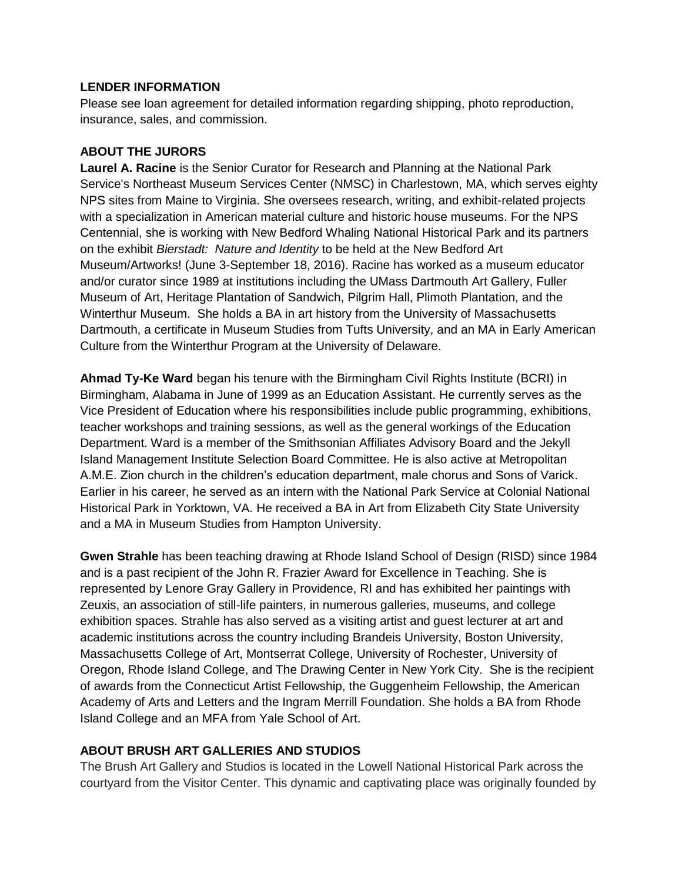## LENDER INFORMATION

Please see loan agreement for detailed information regarding shipping, photo reproduction, insurance, sales, and commission.

## ABOUT THE JURORS

**Laurel A. Racine** is the Senior Curator for Research and Planning at the National Park Service's Northeast Museum Services Center (NMSC) in Charlestown, MA, which serves eighty NPS sites from Maine to Virginia. She oversees research, writing, and exhibit-related projects with a specialization in American material culture and historic house museums. For the NPS Centennial, she is working with New Bedford Whaling National Historical Park and its partners on the exhibit *Bierstadt: Nature and Identity* to be held at the New Bedford Art Museum/Artworks! (June 3-September 18, 2016). Racine has worked as a museum educator and/or curator since 1989 at institutions including the UMass Dartmouth Art Gallery, Fuller Museum of Art, Heritage Plantation of Sandwich, Pilgrim Hall, Plimoth Plantation, and the Winterthur Museum. She holds a BA in art history from the University of Massachusetts Dartmouth, a certificate in Museum Studies from Tufts University, and an MA in Early American Culture from the Winterthur Program at the University of Delaware.

**Ahmad Ty-Ke Ward** began his tenure with the Birmingham Civil Rights Institute (BCRI) in Birmingham, Alabama in June of 1999 as an Education Assistant. He currently serves as the Vice President of Education where his responsibilities include public programming, exhibitions, teacher workshops and training sessions, as well as the general workings of the Education Department. Ward is a member of the Smithsonian Affiliates Advisory Board and the Jekyll Island Management Institute Selection Board Committee. He is also active at Metropolitan A.M.E. Zion church in the children's education department, male chorus and Sons of Varick. Earlier in his career, he served as an intern with the National Park Service at Colonial National Historical Park in Yorktown, VA. He received a BA in Art from Elizabeth City State University and a MA in Museum Studies from Hampton University.

**Gwen Strahle** has been teaching drawing at Rhode Island School of Design (RISD) since 1984 and is a past recipient of the John R. Frazier Award for Excellence in Teaching. She is represented by Lenore Gray Gallery in Providence, RI and has exhibited her paintings with Zeuxis, an association of still-life painters, in numerous galleries, museums, and college exhibition spaces. Strahle has also served as a visiting artist and guest lecturer at art and academic institutions across the country including Brandeis University, Boston University, Massachusetts College of Art, Montserrat College, University of Rochester, University of Oregon, Rhode Island College, and The Drawing Center in New York City. She is the recipient of awards from the Connecticut Artist Fellowship, the Guggenheim Fellowship, the American Academy of Arts and Letters and the Ingram Merrill Foundation. She holds a BA from Rhode Island College and an MFA from Yale School of Art.

## ABOUT BRUSH ART GALLERIES AND STUDIOS

The Brush Art Gallery and Studios is located in the Lowell National Historical Park across the courtyard from the Visitor Center. This dynamic and captivating place was originally founded by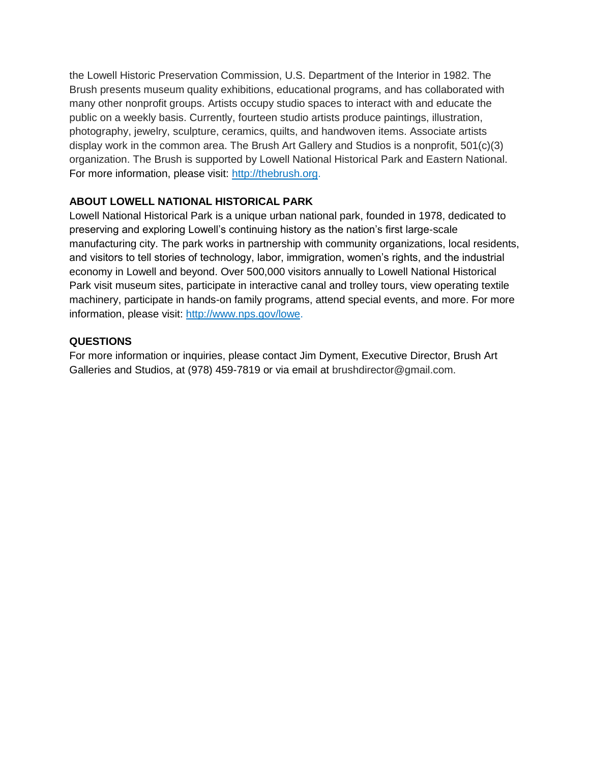the Lowell Historic Preservation Commission, U.S. Department of the Interior in 1982. The Brush presents museum quality exhibitions, educational programs, and has collaborated with many other nonprofit groups. Artists occupy studio spaces to interact with and educate the public on a weekly basis. Currently, fourteen studio artists produce paintings, illustration, photography, jewelry, sculpture, ceramics, quilts, and handwoven items. Associate artists display work in the common area. The Brush Art Gallery and Studios is a nonprofit, 501(c)(3) organization. The Brush is supported by Lowell National Historical Park and Eastern National. For more information, please visit: [http://thebrush.org](http://thebrush.org).

**ABOUT LOWELL NATIONAL HISTORICAL PARK**

Lowell National Historical Park is a unique urban national park, founded in 1978, dedicated to preserving and exploring Lowell's continuing history as the nation's first large-scale manufacturing city. The park works in partnership with community organizations, local residents, and visitors to tell stories of technology, labor, immigration, women's rights, and the industrial economy in Lowell and beyond. Over 500,000 visitors annually to Lowell National Historical Park visit museum sites, participate in interactive canal and trolley tours, view operating textile machinery, participate in hands-on family programs, attend special events, and more. For more information, please visit: [http://www.nps.gov/lowe](http://www.nps.gov/lowe).

**QUESTIONS**

For more information or inquiries, please contact Jim Dyment, Executive Director, Brush Art Galleries and Studios, at (978) 459-7819 or via email at brushdirector@gmail.com.